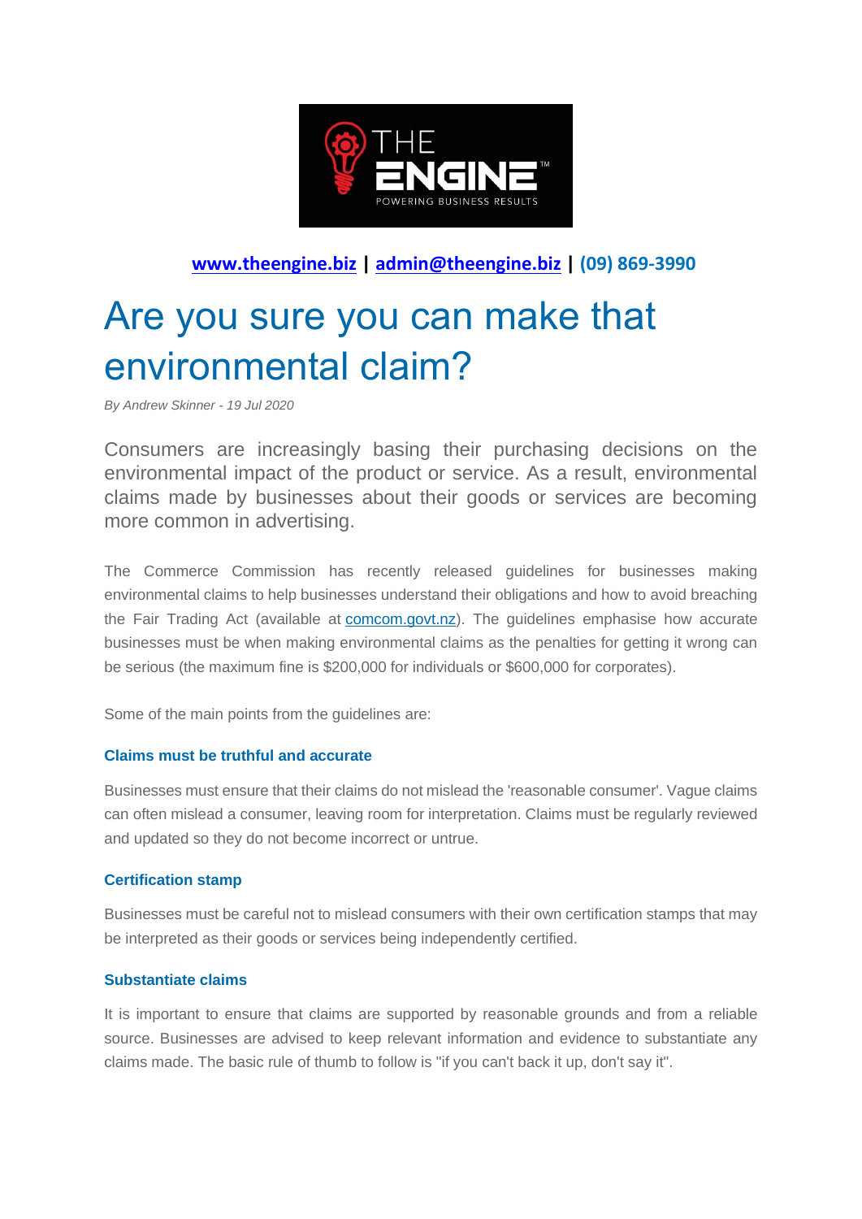**www.theengine.biz | admin@theengine.biz | (09) 869-3990**

# Are you sure you can make that environmental claim?

*By Andrew Skinner - 19 Jul 2020*

Consumers are increasingly basing their purchasing decisions on the environmental impact of the product or service. As a result, environmental claims made by businesses about their goods or services are becoming more common in advertising.

The Commerce Commission has recently released guidelines for businesses making environmental claims to help businesses understand their obligations and how to avoid breaching the Fair Trading Act (available at comcom.govt.nz). The guidelines emphasise how accurate businesses must be when making environmental claims as the penalties for getting it wrong can be serious (the maximum fine is $200,000 for individuals or $600,000 for corporates).

Some of the main points from the guidelines are:

### Claims must be truthful and accurate

Businesses must ensure that their claims do not mislead the 'reasonable consumer'. Vague claims can often mislead a consumer, leaving room for interpretation. Claims must be regularly reviewed and updated so they do not become incorrect or untrue.

### Certification stamp

Businesses must be careful not to mislead consumers with their own certification stamps that may be interpreted as their goods or services being independently certified.

### Substantiate claims

It is important to ensure that claims are supported by reasonable grounds and from a reliable source. Businesses are advised to keep relevant information and evidence to substantiate any claims made. The basic rule of thumb to follow is "if you can't back it up, don't say it".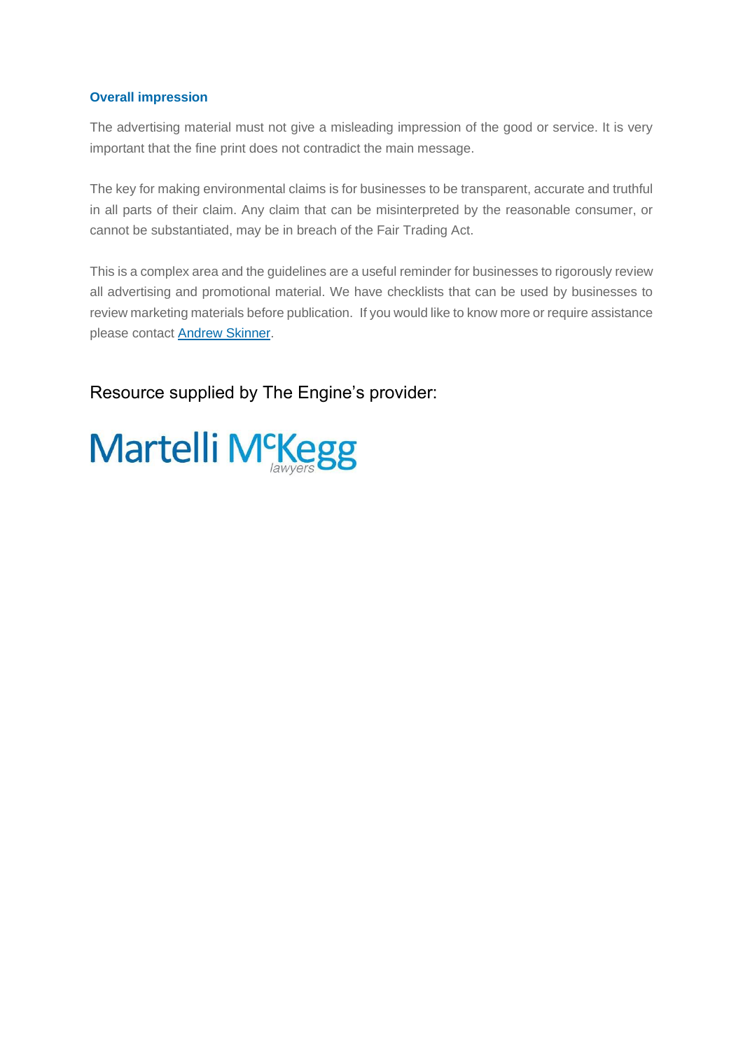### Overall impression

The advertising material must not give a misleading impression of the good or service. It is very important that the fine print does not contradict the main message.

The key for making environmental claims is for businesses to be transparent, accurate and truthful in all parts of their claim. Any claim that can be misinterpreted by the reasonable consumer, or cannot be substantiated, may be in breach of the Fair Trading Act.

This is a complex area and the guidelines are a useful reminder for businesses to rigorously review all advertising and promotional material. We have checklists that can be used by businesses to review marketing materials before publication. If you would like to know more or require assistance please contact Andrew Skinner.

Resource supplied by The Engine's provider:

Martelli McKegg lawyers